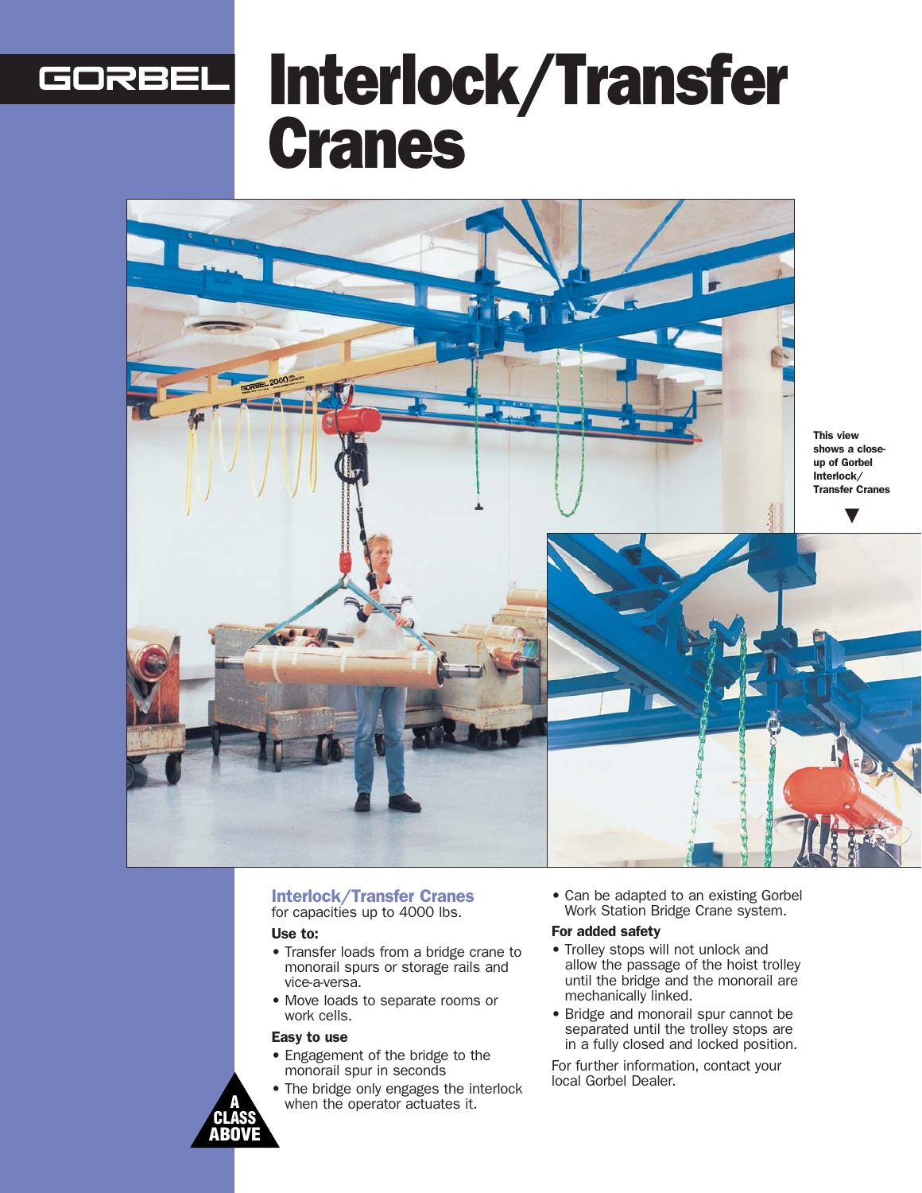GORBEL

# Interlock/Transfer Cranes

This view shows a close-up of Gorbel Interlock/ Transfer Cranes

## Interlock/Transfer Cranes

for capacities up to 4000 lbs.

### Use to:

- Transfer loads from a bridge crane to monorail spurs or storage rails and vice-a-versa.
- Move loads to separate rooms or work cells.

### Easy to use

- Engagement of the bridge to the monorail spur in seconds
- The bridge only engages the interlock when the operator actuates it.
- Can be adapted to an existing Gorbel Work Station Bridge Crane system.

### For added safety

- Trolley stops will not unlock and allow the passage of the hoist trolley until the bridge and the monorail are mechanically linked.
- Bridge and monorail spur cannot be separated until the trolley stops are in a fully closed and locked position.

For further information, contact your local Gorbel Dealer.

A CLASS ABOVE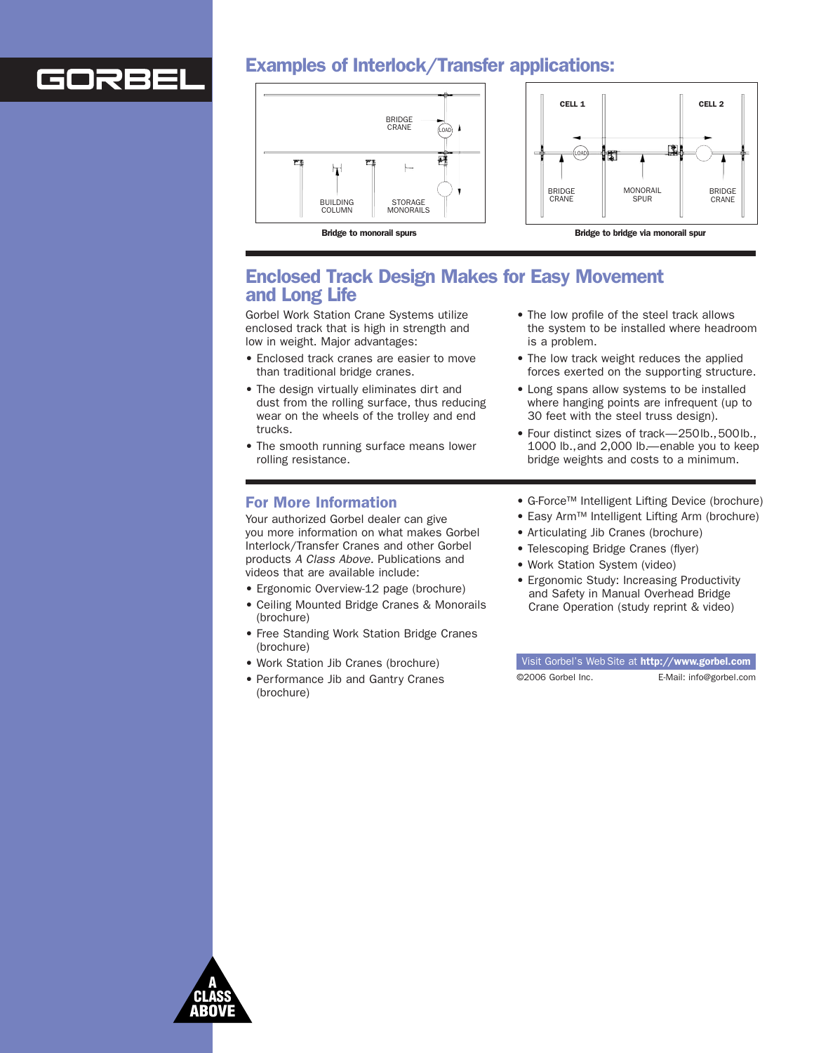## Examples of Interlock/Transfer applications:

BRIDGE CRANE

LOAD

BUILDING COLUMN

STORAGE MONORAILS

**Bridge to monorail spurs**

CELL 1

CELL 2

LOAD

BRIDGE CRANE

MONORAIL SPUR

BRIDGE CRANE

**Bridge to bridge via monorail spur**

## Enclosed Track Design Makes for Easy Movement and Long Life

Gorbel Work Station Crane Systems utilize enclosed track that is high in strength and low in weight. Major advantages:

- Enclosed track cranes are easier to move than traditional bridge cranes.
- The design virtually eliminates dirt and dust from the rolling surface, thus reducing wear on the wheels of the trolley and end trucks.
- The smooth running surface means lower rolling resistance.
- The low profile of the steel track allows the system to be installed where headroom is a problem.
- The low track weight reduces the applied forces exerted on the supporting structure.
- Long spans allow systems to be installed where hanging points are infrequent (up to 30 feet with the steel truss design).
- Four distinct sizes of track—250lb., 500lb., 1000 lb., and 2,000 lb.—enable you to keep bridge weights and costs to a minimum.

### For More Information

Your authorized Gorbel dealer can give you more information on what makes Gorbel Interlock/Transfer Cranes and other Gorbel products *A Class Above*. Publications and videos that are available include:

- Ergonomic Overview-12 page (brochure)
- Ceiling Mounted Bridge Cranes & Monorails (brochure)
- Free Standing Work Station Bridge Cranes (brochure)
- Work Station Jib Cranes (brochure)
- Performance Jib and Gantry Cranes (brochure)
- G-Force™ Intelligent Lifting Device (brochure)
- Easy Arm™ Intelligent Lifting Arm (brochure)
- Articulating Jib Cranes (brochure)
- Telescoping Bridge Cranes (flyer)
- Work Station System (video)
- Ergonomic Study: Increasing Productivity and Safety in Manual Overhead Bridge Crane Operation (study reprint & video)

Visit Gorbel's Web Site at **http://www.gorbel.com**

©2006 Gorbel Inc. E-Mail: info@gorbel.com

A CLASS ABOVE